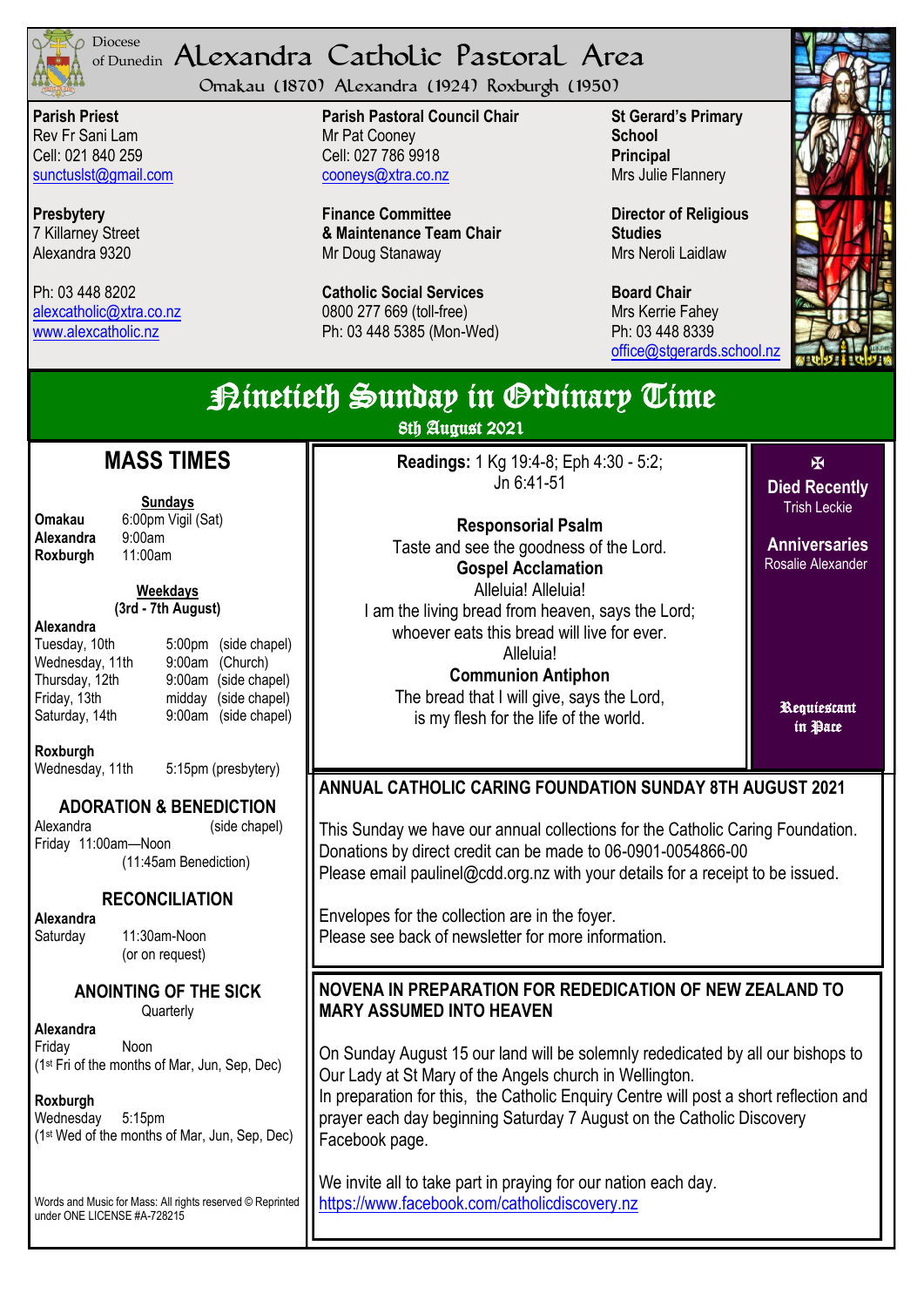Diocese of Dunedin

# Alexandra Catholic Pastoral Area

Omakau (1870) Alexandra (1924) Roxburgh (1950)

**Parish Priest**
Rev Fr Sani Lam
Cell: 021 840 259
suncluslst@gmail.com

**Presbytery**
7 Killarney Street
Alexandra 9320

Ph: 03 448 8202
alexcatholic@xtra.co.nz
www.alexcatholic.nz

**Parish Pastoral Council Chair**
Mr Pat Cooney
Cell: 027 786 9918
cooneys@xtra.co.nz

**Finance Committee & Maintenance Team Chair**
Mr Doug Stanaway

**Catholic Social Services**
0800 277 669 (toll-free)
Ph: 03 448 5385 (Mon-Wed)

**St Gerard's Primary School Principal**
Mrs Julie Flannery

**Director of Religious Studies**
Mrs Neroli Laidlaw

**Board Chair**
Mrs Kerrie Fahey
Ph: 03 448 8339
office@stgerards.school.nz

## Nineteenth Sunday in Ordinary Time

8th August 2021

## MASS TIMES

**Sundays**

| | |
|---|---|
| **Omakau** | 6:00pm Vigil (Sat) |
| **Alexandra** | 9:00am |
| **Roxburgh** | 11:00am |

**Weekdays**
**(3rd - 7th August)**

**Alexandra**

| | | |
|---|---|---|
| Tuesday, 10th | 5:00pm | (side chapel) |
| Wednesday, 11th | 9:00am | (Church) |
| Thursday, 12th | 9:00am | (side chapel) |
| Friday, 13th | midday | (side chapel) |
| Saturday, 14th | 9:00am | (side chapel) |

**Roxburgh**
Wednesday, 11th 5:15pm (presbytery)

### ADORATION & BENEDICTION

Alexandra (side chapel)
Friday 11:00am—Noon
(11:45am Benediction)

### RECONCILIATION

**Alexandra**
Saturday 11:30am-Noon
(or on request)

### ANOINTING OF THE SICK

Quarterly

**Alexandra**
Friday Noon
(1st Fri of the months of Mar, Jun, Sep, Dec)

**Roxburgh**
Wednesday 5:15pm
(1st Wed of the months of Mar, Jun, Sep, Dec)

Words and Music for Mass: All rights reserved © Reprinted under ONE LICENSE #A-728215

**Readings:** 1 Kg 19:4-8; Eph 4:30 - 5:2; Jn 6:41-51

**Responsorial Psalm**
Taste and see the goodness of the Lord.

**Gospel Acclamation**
Alleluia! Alleluia!
I am the living bread from heaven, says the Lord;
whoever eats this bread will live for ever.
Alleluia!

**Communion Antiphon**
The bread that I will give, says the Lord,
is my flesh for the life of the world.

✠

**Died Recently**
Trish Leckie

**Anniversaries**
Rosalie Alexander

Requiescant in Pace

### ANNUAL CATHOLIC CARING FOUNDATION SUNDAY 8TH AUGUST 2021

This Sunday we have our annual collections for the Catholic Caring Foundation.
Donations by direct credit can be made to 06-0901-0054866-00
Please email paulinel@cdd.org.nz with your details for a receipt to be issued.

Envelopes for the collection are in the foyer.
Please see back of newsletter for more information.

### NOVENA IN PREPARATION FOR REDEDICATION OF NEW ZEALAND TO MARY ASSUMED INTO HEAVEN

On Sunday August 15 our land will be solemnly rededicated by all our bishops to Our Lady at St Mary of the Angels church in Wellington.
In preparation for this, the Catholic Enquiry Centre will post a short reflection and prayer each day beginning Saturday 7 August on the Catholic Discovery Facebook page.

We invite all to take part in praying for our nation each day.
https://www.facebook.com/catholicdiscovery.nz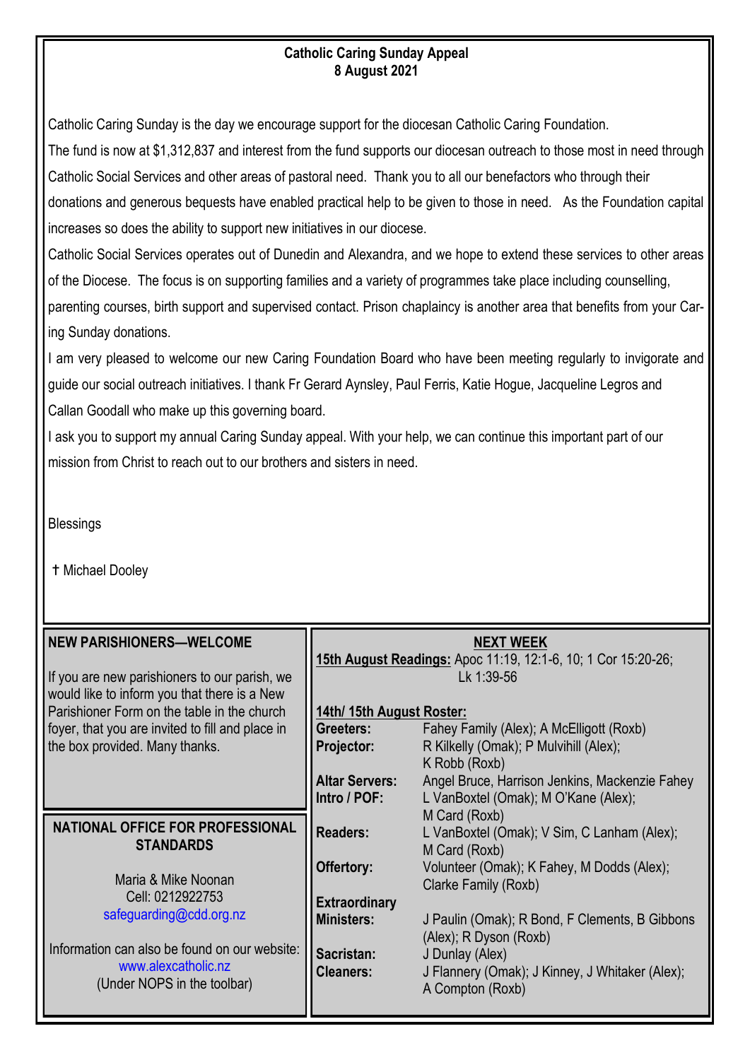## Catholic Caring Sunday Appeal
## 8 August 2021

Catholic Caring Sunday is the day we encourage support for the diocesan Catholic Caring Foundation.

The fund is now at $1,312,837 and interest from the fund supports our diocesan outreach to those most in need through Catholic Social Services and other areas of pastoral need. Thank you to all our benefactors who through their donations and generous bequests have enabled practical help to be given to those in need. As the Foundation capital increases so does the ability to support new initiatives in our diocese.

Catholic Social Services operates out of Dunedin and Alexandra, and we hope to extend these services to other areas of the Diocese. The focus is on supporting families and a variety of programmes take place including counselling, parenting courses, birth support and supervised contact. Prison chaplaincy is another area that benefits from your Caring Sunday donations.

I am very pleased to welcome our new Caring Foundation Board who have been meeting regularly to invigorate and guide our social outreach initiatives. I thank Fr Gerard Aynsley, Paul Ferris, Katie Hogue, Jacqueline Legros and Callan Goodall who make up this governing board.

I ask you to support my annual Caring Sunday appeal. With your help, we can continue this important part of our mission from Christ to reach out to our brothers and sisters in need.

Blessings

† Michael Dooley

### NEW PARISHIONERS—WELCOME

If you are new parishioners to our parish, we would like to inform you that there is a New Parishioner Form on the table in the church foyer, that you are invited to fill and place in the box provided. Many thanks.

### NATIONAL OFFICE FOR PROFESSIONAL STANDARDS

Maria & Mike Noonan
Cell: 0212922753
safeguarding@cdd.org.nz

Information can also be found on our website:
www.alexcatholic.nz
(Under NOPS in the toolbar)

### NEXT WEEK

**15th August Readings:** Apoc 11:19, 12:1-6, 10; 1 Cor 15:20-26; Lk 1:39-56

**14th/ 15th August Roster:**

| | |
|---|---|
| **Greeters:** | Fahey Family (Alex); A McElligott (Roxb) |
| **Projector:** | R Kilkelly (Omak); P Mulvihill (Alex); K Robb (Roxb) |
| **Altar Servers:** | Angel Bruce, Harrison Jenkins, Mackenzie Fahey |
| **Intro / POF:** | L VanBoxtel (Omak); M O'Kane (Alex); M Card (Roxb) |
| **Readers:** | L VanBoxtel (Omak); V Sim, C Lanham (Alex); M Card (Roxb) |
| **Offertory:** | Volunteer (Omak); K Fahey, M Dodds (Alex); Clarke Family (Roxb) |
| **Extraordinary Ministers:** | J Paulin (Omak); R Bond, F Clements, B Gibbons (Alex); R Dyson (Roxb) |
| **Sacristan:** | J Dunlay (Alex) |
| **Cleaners:** | J Flannery (Omak); J Kinney, J Whitaker (Alex); A Compton (Roxb) |